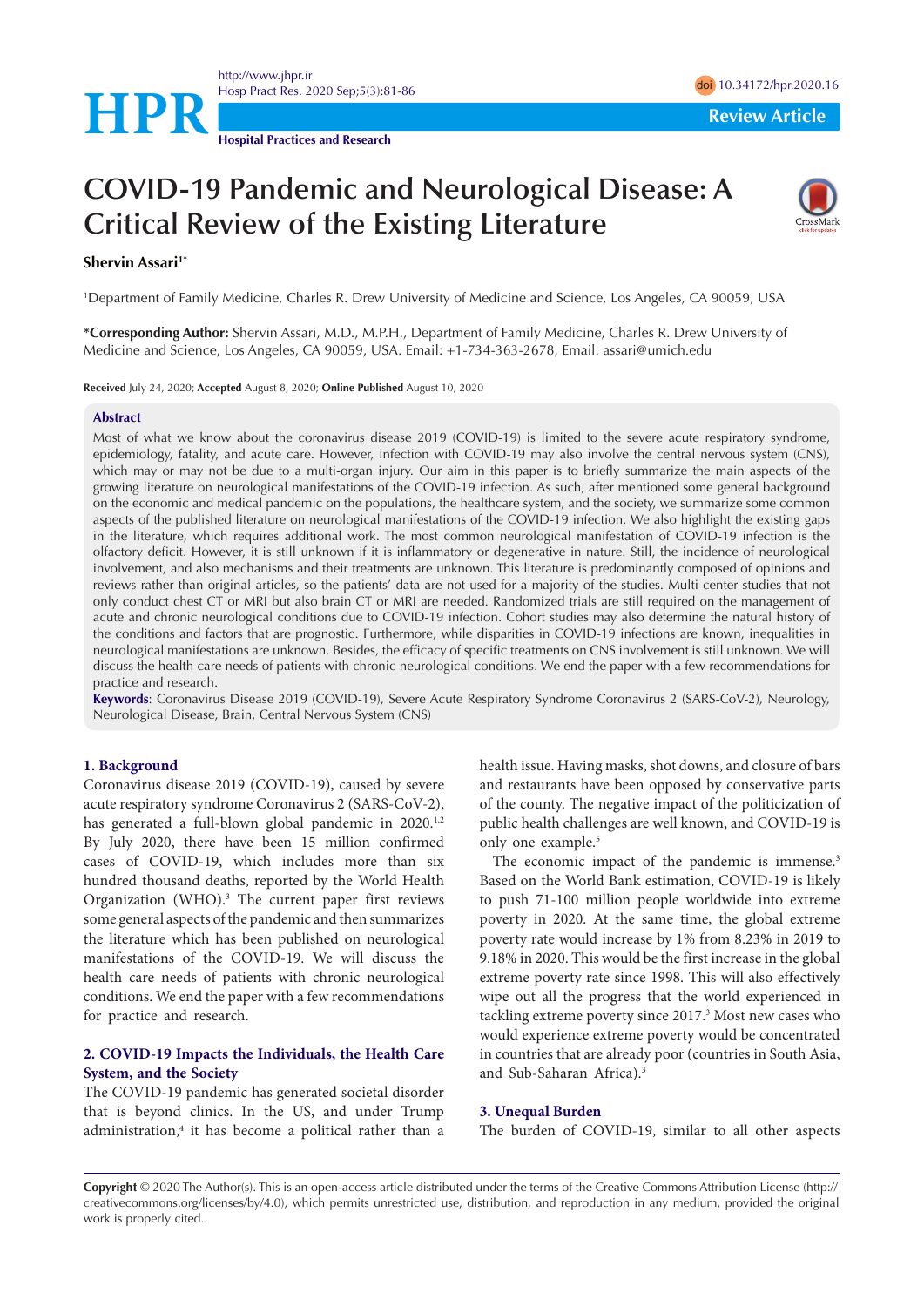# COVID-19 Pandemic and Neurological Disease: A Critical Review of the Existing Literature

**Shervin Assari**[1*]

[1]Department of Family Medicine, Charles R. Drew University of Medicine and Science, Los Angeles, CA 90059, USA

***Corresponding Author:** Shervin Assari, M.D., M.P.H., Department of Family Medicine, Charles R. Drew University of Medicine and Science, Los Angeles, CA 90059, USA. Email: +1-734-363-2678, Email: assari@umich.edu

**Received** July 24, 2020; **Accepted** August 8, 2020; **Online Published** August 10, 2020

## Abstract

Most of what we know about the coronavirus disease 2019 (COVID-19) is limited to the severe acute respiratory syndrome, epidemiology, fatality, and acute care. However, infection with COVID-19 may also involve the central nervous system (CNS), which may or may not be due to a multi-organ injury. Our aim in this paper is to briefly summarize the main aspects of the growing literature on neurological manifestations of the COVID-19 infection. As such, after mentioned some general background on the economic and medical pandemic on the populations, the healthcare system, and the society, we summarize some common aspects of the published literature on neurological manifestations of the COVID-19 infection. We also highlight the existing gaps in the literature, which requires additional work. The most common neurological manifestation of COVID-19 infection is the olfactory deficit. However, it is still unknown if it is inflammatory or degenerative in nature. Still, the incidence of neurological involvement, and also mechanisms and their treatments are unknown. This literature is predominantly composed of opinions and reviews rather than original articles, so the patients' data are not used for a majority of the studies. Multi-center studies that not only conduct chest CT or MRI but also brain CT or MRI are needed. Randomized trials are still required on the management of acute and chronic neurological conditions due to COVID-19 infection. Cohort studies may also determine the natural history of the conditions and factors that are prognostic. Furthermore, while disparities in COVID-19 infections are known, inequalities in neurological manifestations are unknown. Besides, the efficacy of specific treatments on CNS involvement is still unknown. We will discuss the health care needs of patients with chronic neurological conditions. We end the paper with a few recommendations for practice and research.

**Keywords**: Coronavirus Disease 2019 (COVID-19), Severe Acute Respiratory Syndrome Coronavirus 2 (SARS-CoV-2), Neurology, Neurological Disease, Brain, Central Nervous System (CNS)

## 1. Background

Coronavirus disease 2019 (COVID-19), caused by severe acute respiratory syndrome Coronavirus 2 (SARS-CoV-2), has generated a full-blown global pandemic in 2020.[1,2] By July 2020, there have been 15 million confirmed cases of COVID-19, which includes more than six hundred thousand deaths, reported by the World Health Organization (WHO).[3] The current paper first reviews some general aspects of the pandemic and then summarizes the literature which has been published on neurological manifestations of the COVID-19. We will discuss the health care needs of patients with chronic neurological conditions. We end the paper with a few recommendations for practice and research.

## 2. COVID-19 Impacts the Individuals, the Health Care System, and the Society

The COVID-19 pandemic has generated societal disorder that is beyond clinics. In the US, and under Trump administration,[4] it has become a political rather than a health issue. Having masks, shot downs, and closure of bars and restaurants have been opposed by conservative parts of the county. The negative impact of the politicization of public health challenges are well known, and COVID-19 is only one example.[5]

The economic impact of the pandemic is immense.[3] Based on the World Bank estimation, COVID-19 is likely to push 71-100 million people worldwide into extreme poverty in 2020. At the same time, the global extreme poverty rate would increase by 1% from 8.23% in 2019 to 9.18% in 2020. This would be the first increase in the global extreme poverty rate since 1998. This will also effectively wipe out all the progress that the world experienced in tackling extreme poverty since 2017.[3] Most new cases who would experience extreme poverty would be concentrated in countries that are already poor (countries in South Asia, and Sub-Saharan Africa).[3]

## 3. Unequal Burden

The burden of COVID-19, similar to all other aspects

**Copyright** © 2020 The Author(s). This is an open-access article distributed under the terms of the Creative Commons Attribution License (http://creativecommons.org/licenses/by/4.0), which permits unrestricted use, distribution, and reproduction in any medium, provided the original work is properly cited.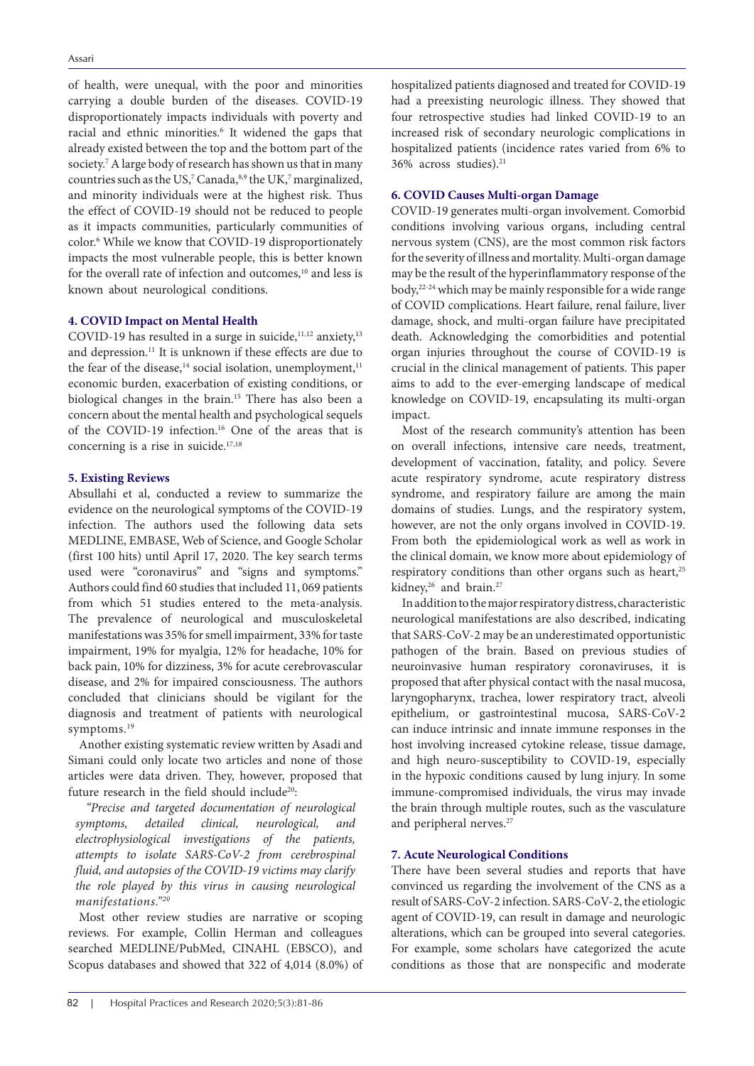of health, were unequal, with the poor and minorities carrying a double burden of the diseases. COVID-19 disproportionately impacts individuals with poverty and racial and ethnic minorities.[6] It widened the gaps that already existed between the top and the bottom part of the society.[7] A large body of research has shown us that in many countries such as the US,[7] Canada,[8,9] the UK,[7] marginalized, and minority individuals were at the highest risk. Thus the effect of COVID-19 should not be reduced to people as it impacts communities, particularly communities of color.[6] While we know that COVID-19 disproportionately impacts the most vulnerable people, this is better known for the overall rate of infection and outcomes,[10] and less is known about neurological conditions.

## 4. COVID Impact on Mental Health

COVID-19 has resulted in a surge in suicide,[11,12] anxiety,[13] and depression.[11] It is unknown if these effects are due to the fear of the disease,[14] social isolation, unemployment,[11] economic burden, exacerbation of existing conditions, or biological changes in the brain.[15] There has also been a concern about the mental health and psychological sequels of the COVID-19 infection.[16] One of the areas that is concerning is a rise in suicide.[17,18]

## 5. Existing Reviews

Absullahi et al, conducted a review to summarize the evidence on the neurological symptoms of the COVID-19 infection. The authors used the following data sets MEDLINE, EMBASE, Web of Science, and Google Scholar (first 100 hits) until April 17, 2020. The key search terms used were "coronavirus" and "signs and symptoms." Authors could find 60 studies that included 11, 069 patients from which 51 studies entered to the meta-analysis. The prevalence of neurological and musculoskeletal manifestations was 35% for smell impairment, 33% for taste impairment, 19% for myalgia, 12% for headache, 10% for back pain, 10% for dizziness, 3% for acute cerebrovascular disease, and 2% for impaired consciousness. The authors concluded that clinicians should be vigilant for the diagnosis and treatment of patients with neurological symptoms.[19]

Another existing systematic review written by Asadi and Simani could only locate two articles and none of those articles were data driven. They, however, proposed that future research in the field should include[20]:

> *"Precise and targeted documentation of neurological symptoms, detailed clinical, neurological, and electrophysiological investigations of the patients, attempts to isolate SARS-CoV-2 from cerebrospinal fluid, and autopsies of the COVID-19 victims may clarify the role played by this virus in causing neurological manifestations."*[20]

Most other review studies are narrative or scoping reviews. For example, Collin Herman and colleagues searched MEDLINE/PubMed, CINAHL (EBSCO), and Scopus databases and showed that 322 of 4,014 (8.0%) of hospitalized patients diagnosed and treated for COVID-19 had a preexisting neurologic illness. They showed that four retrospective studies had linked COVID-19 to an increased risk of secondary neurologic complications in hospitalized patients (incidence rates varied from 6% to 36% across studies).[21]

## 6. COVID Causes Multi-organ Damage

COVID-19 generates multi-organ involvement. Comorbid conditions involving various organs, including central nervous system (CNS), are the most common risk factors for the severity of illness and mortality. Multi-organ damage may be the result of the hyperinflammatory response of the body,[22-24] which may be mainly responsible for a wide range of COVID complications. Heart failure, renal failure, liver damage, shock, and multi-organ failure have precipitated death. Acknowledging the comorbidities and potential organ injuries throughout the course of COVID-19 is crucial in the clinical management of patients. This paper aims to add to the ever-emerging landscape of medical knowledge on COVID-19, encapsulating its multi-organ impact.

Most of the research community's attention has been on overall infections, intensive care needs, treatment, development of vaccination, fatality, and policy. Severe acute respiratory syndrome, acute respiratory distress syndrome, and respiratory failure are among the main domains of studies. Lungs, and the respiratory system, however, are not the only organs involved in COVID-19. From both the epidemiological work as well as work in the clinical domain, we know more about epidemiology of respiratory conditions than other organs such as heart,[25] kidney,[26] and brain.[27]

In addition to the major respiratory distress, characteristic neurological manifestations are also described, indicating that SARS-CoV-2 may be an underestimated opportunistic pathogen of the brain. Based on previous studies of neuroinvasive human respiratory coronaviruses, it is proposed that after physical contact with the nasal mucosa, laryngopharynx, trachea, lower respiratory tract, alveoli epithelium, or gastrointestinal mucosa, SARS-CoV-2 can induce intrinsic and innate immune responses in the host involving increased cytokine release, tissue damage, and high neuro-susceptibility to COVID-19, especially in the hypoxic conditions caused by lung injury. In some immune-compromised individuals, the virus may invade the brain through multiple routes, such as the vasculature and peripheral nerves.[27]

## 7. Acute Neurological Conditions

There have been several studies and reports that have convinced us regarding the involvement of the CNS as a result of SARS-CoV-2 infection. SARS-CoV-2, the etiologic agent of COVID-19, can result in damage and neurologic alterations, which can be grouped into several categories. For example, some scholars have categorized the acute conditions as those that are nonspecific and moderate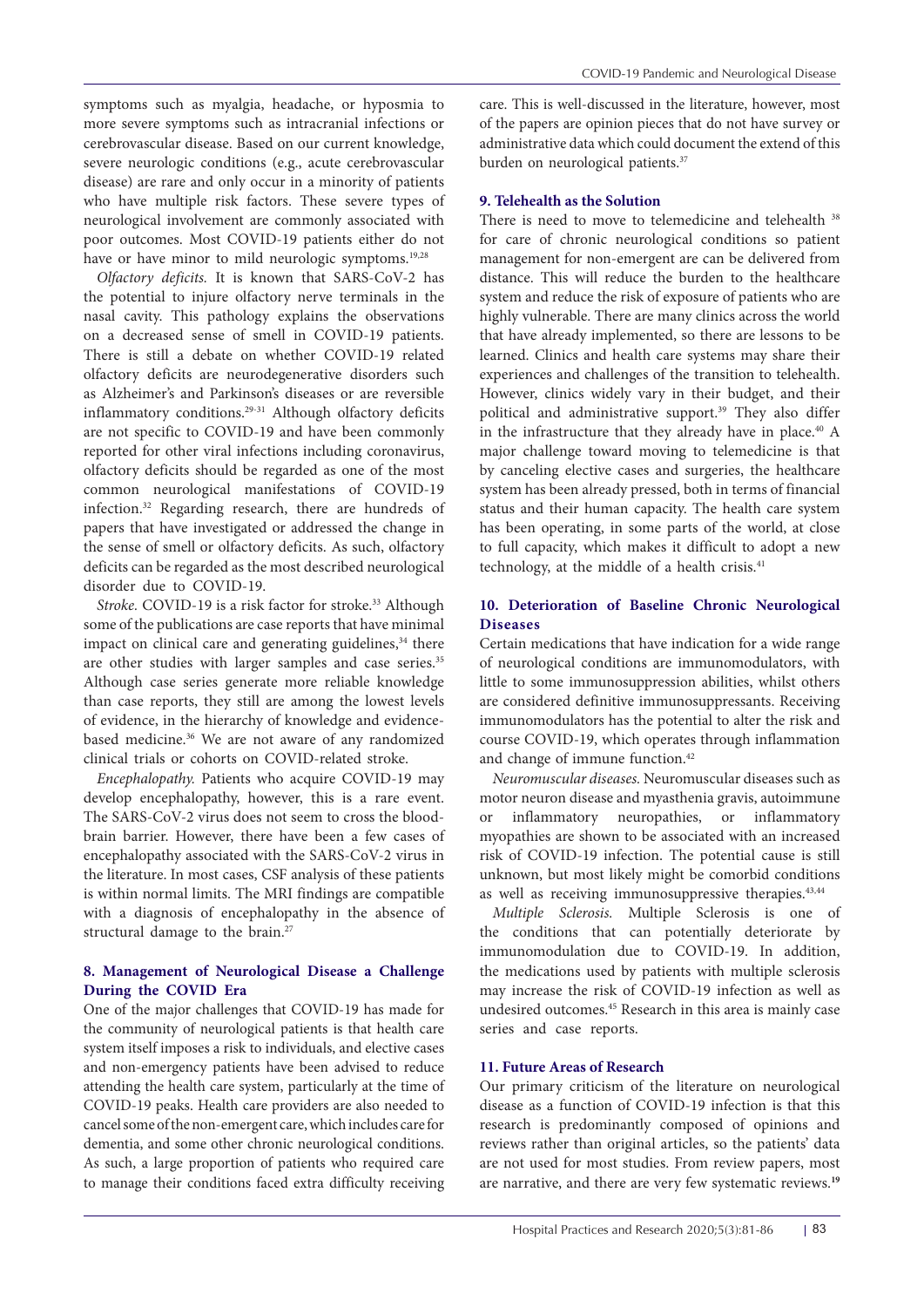symptoms such as myalgia, headache, or hyposmia to more severe symptoms such as intracranial infections or cerebrovascular disease. Based on our current knowledge, severe neurologic conditions (e.g., acute cerebrovascular disease) are rare and only occur in a minority of patients who have multiple risk factors. These severe types of neurological involvement are commonly associated with poor outcomes. Most COVID-19 patients either do not have or have minor to mild neurologic symptoms.[19,28]

*Olfactory deficits.* It is known that SARS-CoV-2 has the potential to injure olfactory nerve terminals in the nasal cavity. This pathology explains the observations on a decreased sense of smell in COVID-19 patients. There is still a debate on whether COVID-19 related olfactory deficits are neurodegenerative disorders such as Alzheimer's and Parkinson's diseases or are reversible inflammatory conditions.[29-31] Although olfactory deficits are not specific to COVID-19 and have been commonly reported for other viral infections including coronavirus, olfactory deficits should be regarded as one of the most common neurological manifestations of COVID-19 infection.[32] Regarding research, there are hundreds of papers that have investigated or addressed the change in the sense of smell or olfactory deficits. As such, olfactory deficits can be regarded as the most described neurological disorder due to COVID-19.

*Stroke.* COVID-19 is a risk factor for stroke.[33] Although some of the publications are case reports that have minimal impact on clinical care and generating guidelines,[34] there are other studies with larger samples and case series.[35] Although case series generate more reliable knowledge than case reports, they still are among the lowest levels of evidence, in the hierarchy of knowledge and evidence-based medicine.[36] We are not aware of any randomized clinical trials or cohorts on COVID-related stroke.

*Encephalopathy.* Patients who acquire COVID-19 may develop encephalopathy, however, this is a rare event. The SARS-CoV-2 virus does not seem to cross the blood-brain barrier. However, there have been a few cases of encephalopathy associated with the SARS-CoV-2 virus in the literature. In most cases, CSF analysis of these patients is within normal limits. The MRI findings are compatible with a diagnosis of encephalopathy in the absence of structural damage to the brain.[27]

## 8. Management of Neurological Disease a Challenge During the COVID Era

One of the major challenges that COVID-19 has made for the community of neurological patients is that health care system itself imposes a risk to individuals, and elective cases and non-emergency patients have been advised to reduce attending the health care system, particularly at the time of COVID-19 peaks. Health care providers are also needed to cancel some of the non-emergent care, which includes care for dementia, and some other chronic neurological conditions. As such, a large proportion of patients who required care to manage their conditions faced extra difficulty receiving care. This is well-discussed in the literature, however, most of the papers are opinion pieces that do not have survey or administrative data which could document the extend of this burden on neurological patients.[37]

## 9. Telehealth as the Solution

There is need to move to telemedicine and telehealth [38] for care of chronic neurological conditions so patient management for non-emergent are can be delivered from distance. This will reduce the burden to the healthcare system and reduce the risk of exposure of patients who are highly vulnerable. There are many clinics across the world that have already implemented, so there are lessons to be learned. Clinics and health care systems may share their experiences and challenges of the transition to telehealth. However, clinics widely vary in their budget, and their political and administrative support.[39] They also differ in the infrastructure that they already have in place.[40] A major challenge toward moving to telemedicine is that by canceling elective cases and surgeries, the healthcare system has been already pressed, both in terms of financial status and their human capacity. The health care system has been operating, in some parts of the world, at close to full capacity, which makes it difficult to adopt a new technology, at the middle of a health crisis.[41]

## 10. Deterioration of Baseline Chronic Neurological Diseases

Certain medications that have indication for a wide range of neurological conditions are immunomodulators, with little to some immunosuppression abilities, whilst others are considered definitive immunosuppressants. Receiving immunomodulators has the potential to alter the risk and course COVID-19, which operates through inflammation and change of immune function.[42]

*Neuromuscular diseases.* Neuromuscular diseases such as motor neuron disease and myasthenia gravis, autoimmune or inflammatory neuropathies, or inflammatory myopathies are shown to be associated with an increased risk of COVID-19 infection. The potential cause is still unknown, but most likely might be comorbid conditions as well as receiving immunosuppressive therapies.[43,44]

*Multiple Sclerosis.* Multiple Sclerosis is one of the conditions that can potentially deteriorate by immunomodulation due to COVID-19. In addition, the medications used by patients with multiple sclerosis may increase the risk of COVID-19 infection as well as undesired outcomes.[45] Research in this area is mainly case series and case reports.

## 11. Future Areas of Research

Our primary criticism of the literature on neurological disease as a function of COVID-19 infection is that this research is predominantly composed of opinions and reviews rather than original articles, so the patients' data are not used for most studies. From review papers, most are narrative, and there are very few systematic reviews.[19]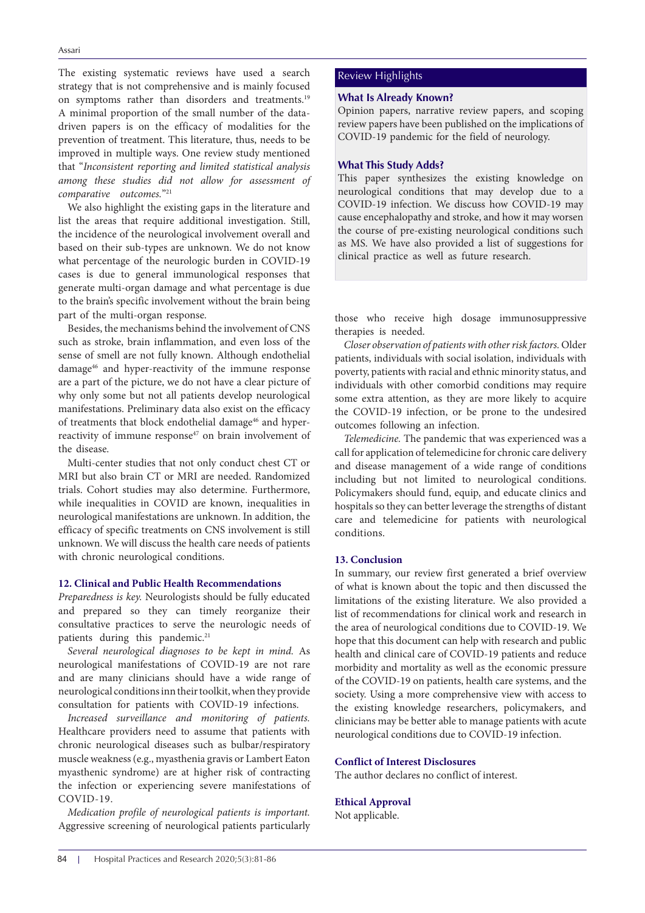The existing systematic reviews have used a search strategy that is not comprehensive and is mainly focused on symptoms rather than disorders and treatments.[19] A minimal proportion of the small number of the data-driven papers is on the efficacy of modalities for the prevention of treatment. This literature, thus, needs to be improved in multiple ways. One review study mentioned that "*Inconsistent reporting and limited statistical analysis among these studies did not allow for assessment of comparative outcomes.*"[21]

We also highlight the existing gaps in the literature and list the areas that require additional investigation. Still, the incidence of the neurological involvement overall and based on their sub-types are unknown. We do not know what percentage of the neurologic burden in COVID-19 cases is due to general immunological responses that generate multi-organ damage and what percentage is due to the brain's specific involvement without the brain being part of the multi-organ response.

Besides, the mechanisms behind the involvement of CNS such as stroke, brain inflammation, and even loss of the sense of smell are not fully known. Although endothelial damage[46] and hyper-reactivity of the immune response are a part of the picture, we do not have a clear picture of why only some but not all patients develop neurological manifestations. Preliminary data also exist on the efficacy of treatments that block endothelial damage[46] and hyper-reactivity of immune response[47] on brain involvement of the disease.

Multi-center studies that not only conduct chest CT or MRI but also brain CT or MRI are needed. Randomized trials. Cohort studies may also determine. Furthermore, while inequalities in COVID are known, inequalities in neurological manifestations are unknown. In addition, the efficacy of specific treatments on CNS involvement is still unknown. We will discuss the health care needs of patients with chronic neurological conditions.

## 12. Clinical and Public Health Recommendations

*Preparedness is key.* Neurologists should be fully educated and prepared so they can timely reorganize their consultative practices to serve the neurologic needs of patients during this pandemic.[21]

*Several neurological diagnoses to be kept in mind.* As neurological manifestations of COVID-19 are not rare and are many clinicians should have a wide range of neurological conditions inn their toolkit, when they provide consultation for patients with COVID-19 infections.

*Increased surveillance and monitoring of patients.* Healthcare providers need to assume that patients with chronic neurological diseases such as bulbar/respiratory muscle weakness (e.g., myasthenia gravis or Lambert Eaton myasthenic syndrome) are at higher risk of contracting the infection or experiencing severe manifestations of COVID-19.

*Medication profile of neurological patients is important.* Aggressive screening of neurological patients particularly those who receive high dosage immunosuppressive therapies is needed.

*Closer observation of patients with other risk factors.* Older patients, individuals with social isolation, individuals with poverty, patients with racial and ethnic minority status, and individuals with other comorbid conditions may require some extra attention, as they are more likely to acquire the COVID-19 infection, or be prone to the undesired outcomes following an infection.

*Telemedicine.* The pandemic that was experienced was a call for application of telemedicine for chronic care delivery and disease management of a wide range of conditions including but not limited to neurological conditions. Policymakers should fund, equip, and educate clinics and hospitals so they can better leverage the strengths of distant care and telemedicine for patients with neurological conditions.

## 13. Conclusion

In summary, our review first generated a brief overview of what is known about the topic and then discussed the limitations of the existing literature. We also provided a list of recommendations for clinical work and research in the area of neurological conditions due to COVID-19. We hope that this document can help with research and public health and clinical care of COVID-19 patients and reduce morbidity and mortality as well as the economic pressure of the COVID-19 on patients, health care systems, and the society. Using a more comprehensive view with access to the existing knowledge researchers, policymakers, and clinicians may be better able to manage patients with acute neurological conditions due to COVID-19 infection.

> **Review Highlights**
>
> **What Is Already Known?**
>
> Opinion papers, narrative review papers, and scoping review papers have been published on the implications of COVID-19 pandemic for the field of neurology.
>
> **What This Study Adds?**
>
> This paper synthesizes the existing knowledge on neurological conditions that may develop due to a COVID-19 infection. We discuss how COVID-19 may cause encephalopathy and stroke, and how it may worsen the course of pre-existing neurological conditions such as MS. We have also provided a list of suggestions for clinical practice as well as future research.

## Conflict of Interest Disclosures

The author declares no conflict of interest.

## Ethical Approval

Not applicable.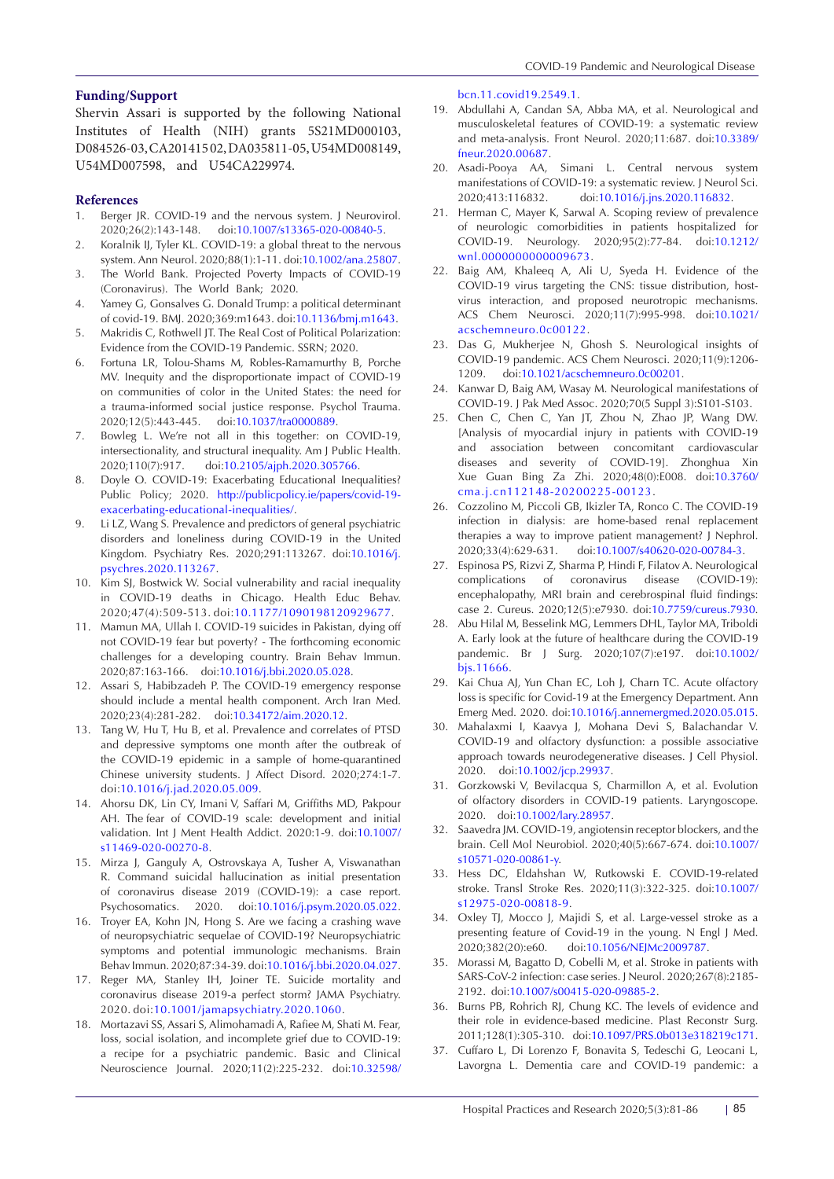## Funding/Support

Shervin Assari is supported by the following National Institutes of Health (NIH) grants 5S21MD000103, D084526-03, CA201415 02, DA035811-05, U54MD008149, U54MD007598, and U54CA229974.

## References

1. Berger JR. COVID-19 and the nervous system. J Neurovirol. 2020;26(2):143-148. doi:10.1007/s13365-020-00840-5.
2. Koralnik IJ, Tyler KL. COVID-19: a global threat to the nervous system. Ann Neurol. 2020;88(1):1-11. doi:10.1002/ana.25807.
3. The World Bank. Projected Poverty Impacts of COVID-19 (Coronavirus). The World Bank; 2020.
4. Yamey G, Gonsalves G. Donald Trump: a political determinant of covid-19. BMJ. 2020;369:m1643. doi:10.1136/bmj.m1643.
5. Makridis C, Rothwell JT. The Real Cost of Political Polarization: Evidence from the COVID-19 Pandemic. SSRN; 2020.
6. Fortuna LR, Tolou-Shams M, Robles-Ramamurthy B, Porche MV. Inequity and the disproportionate impact of COVID-19 on communities of color in the United States: the need for a trauma-informed social justice response. Psychol Trauma. 2020;12(5):443-445. doi:10.1037/tra0000889.
7. Bowleg L. We're not all in this together: on COVID-19, intersectionality, and structural inequality. Am J Public Health. 2020;110(7):917. doi:10.2105/ajph.2020.305766.
8. Doyle O. COVID-19: Exacerbating Educational Inequalities? Public Policy; 2020. http://publicpolicy.ie/papers/covid-19-exacerbating-educational-inequalities/.
9. Li LZ, Wang S. Prevalence and predictors of general psychiatric disorders and loneliness during COVID-19 in the United Kingdom. Psychiatry Res. 2020;291:113267. doi:10.1016/j.psychres.2020.113267.
10. Kim SJ, Bostwick W. Social vulnerability and racial inequality in COVID-19 deaths in Chicago. Health Educ Behav. 2020;47(4):509-513. doi:10.1177/1090198120929677.
11. Mamun MA, Ullah I. COVID-19 suicides in Pakistan, dying off not COVID-19 fear but poverty? - The forthcoming economic challenges for a developing country. Brain Behav Immun. 2020;87:163-166. doi:10.1016/j.bbi.2020.05.028.
12. Assari S, Habibzadeh P. The COVID-19 emergency response should include a mental health component. Arch Iran Med. 2020;23(4):281-282. doi:10.34172/aim.2020.12.
13. Tang W, Hu T, Hu B, et al. Prevalence and correlates of PTSD and depressive symptoms one month after the outbreak of the COVID-19 epidemic in a sample of home-quarantined Chinese university students. J Affect Disord. 2020;274:1-7. doi:10.1016/j.jad.2020.05.009.
14. Ahorsu DK, Lin CY, Imani V, Saffari M, Griffiths MD, Pakpour AH. The fear of COVID-19 scale: development and initial validation. Int J Ment Health Addict. 2020:1-9. doi:10.1007/s11469-020-00270-8.
15. Mirza J, Ganguly A, Ostrovskaya A, Tusher A, Viswanathan R. Command suicidal hallucination as initial presentation of coronavirus disease 2019 (COVID-19): a case report. Psychosomatics. 2020. doi:10.1016/j.psym.2020.05.022.
16. Troyer EA, Kohn JN, Hong S. Are we facing a crashing wave of neuropsychiatric sequelae of COVID-19? Neuropsychiatric symptoms and potential immunologic mechanisms. Brain Behav Immun. 2020;87:34-39. doi:10.1016/j.bbi.2020.04.027.
17. Reger MA, Stanley IH, Joiner TE. Suicide mortality and coronavirus disease 2019-a perfect storm? JAMA Psychiatry. 2020. doi:10.1001/jamapsychiatry.2020.1060.
18. Mortazavi SS, Assari S, Alimohamadi A, Rafiee M, Shati M. Fear, loss, social isolation, and incomplete grief due to COVID-19: a recipe for a psychiatric pandemic. Basic and Clinical Neuroscience Journal. 2020;11(2):225-232. doi:10.32598/bcn.11.covid19.2549.1.
19. Abdullahi A, Candan SA, Abba MA, et al. Neurological and musculoskeletal features of COVID-19: a systematic review and meta-analysis. Front Neurol. 2020;11:687. doi:10.3389/fneur.2020.00687.
20. Asadi-Pooya AA, Simani L. Central nervous system manifestations of COVID-19: a systematic review. J Neurol Sci. 2020;413:116832. doi:10.1016/j.jns.2020.116832.
21. Herman C, Mayer K, Sarwal A. Scoping review of prevalence of neurologic comorbidities in patients hospitalized for COVID-19. Neurology. 2020;95(2):77-84. doi:10.1212/wnl.0000000000009673.
22. Baig AM, Khaleeq A, Ali U, Syeda H. Evidence of the COVID-19 virus targeting the CNS: tissue distribution, host-virus interaction, and proposed neurotropic mechanisms. ACS Chem Neurosci. 2020;11(7):995-998. doi:10.1021/acschemneuro.0c00122.
23. Das G, Mukherjee N, Ghosh S. Neurological insights of COVID-19 pandemic. ACS Chem Neurosci. 2020;11(9):1206-1209. doi:10.1021/acschemneuro.0c00201.
24. Kanwar D, Baig AM, Wasay M. Neurological manifestations of COVID-19. J Pak Med Assoc. 2020;70(5 Suppl 3):S101-S103.
25. Chen C, Chen C, Yan JT, Zhou N, Zhao JP, Wang DW. [Analysis of myocardial injury in patients with COVID-19 and association between concomitant cardiovascular diseases and severity of COVID-19]. Zhonghua Xin Xue Guan Bing Za Zhi. 2020;48(0):E008. doi:10.3760/cma.j.cn112148-20200225-00123.
26. Cozzolino M, Piccoli GB, Ikizler TA, Ronco C. The COVID-19 infection in dialysis: are home-based renal replacement therapies a way to improve patient management? J Nephrol. 2020;33(4):629-631. doi:10.1007/s40620-020-00784-3.
27. Espinosa PS, Rizvi Z, Sharma P, Hindi F, Filatov A. Neurological complications of coronavirus disease (COVID-19): encephalopathy, MRI brain and cerebrospinal fluid findings: case 2. Cureus. 2020;12(5):e7930. doi:10.7759/cureus.7930.
28. Abu Hilal M, Besselink MG, Lemmers DHL, Taylor MA, Triboldi A. Early look at the future of healthcare during the COVID-19 pandemic. Br J Surg. 2020;107(7):e197. doi:10.1002/bjs.11666.
29. Kai Chua AJ, Yun Chan EC, Loh J, Charn TC. Acute olfactory loss is specific for Covid-19 at the Emergency Department. Ann Emerg Med. 2020. doi:10.1016/j.annemergmed.2020.05.015.
30. Mahalaxmi I, Kaavya J, Mohana Devi S, Balachandar V. COVID-19 and olfactory dysfunction: a possible associative approach towards neurodegenerative diseases. J Cell Physiol. 2020. doi:10.1002/jcp.29937.
31. Gorzkowski V, Bevilacqua S, Charmillon A, et al. Evolution of olfactory disorders in COVID-19 patients. Laryngoscope. 2020. doi:10.1002/lary.28957.
32. Saavedra JM. COVID-19, angiotensin receptor blockers, and the brain. Cell Mol Neurobiol. 2020;40(5):667-674. doi:10.1007/s10571-020-00861-y.
33. Hess DC, Eldahshan W, Rutkowski E. COVID-19-related stroke. Transl Stroke Res. 2020;11(3):322-325. doi:10.1007/s12975-020-00818-9.
34. Oxley TJ, Mocco J, Majidi S, et al. Large-vessel stroke as a presenting feature of Covid-19 in the young. N Engl J Med. 2020;382(20):e60. doi:10.1056/NEJMc2009787.
35. Morassi M, Bagatto D, Cobelli M, et al. Stroke in patients with SARS-CoV-2 infection: case series. J Neurol. 2020;267(8):2185-2192. doi:10.1007/s00415-020-09885-2.
36. Burns PB, Rohrich RJ, Chung KC. The levels of evidence and their role in evidence-based medicine. Plast Reconstr Surg. 2011;128(1):305-310. doi:10.1097/PRS.0b013e318219c171.
37. Cuffaro L, Di Lorenzo F, Bonavita S, Tedeschi G, Leocani L, Lavorgna L. Dementia care and COVID-19 pandemic: a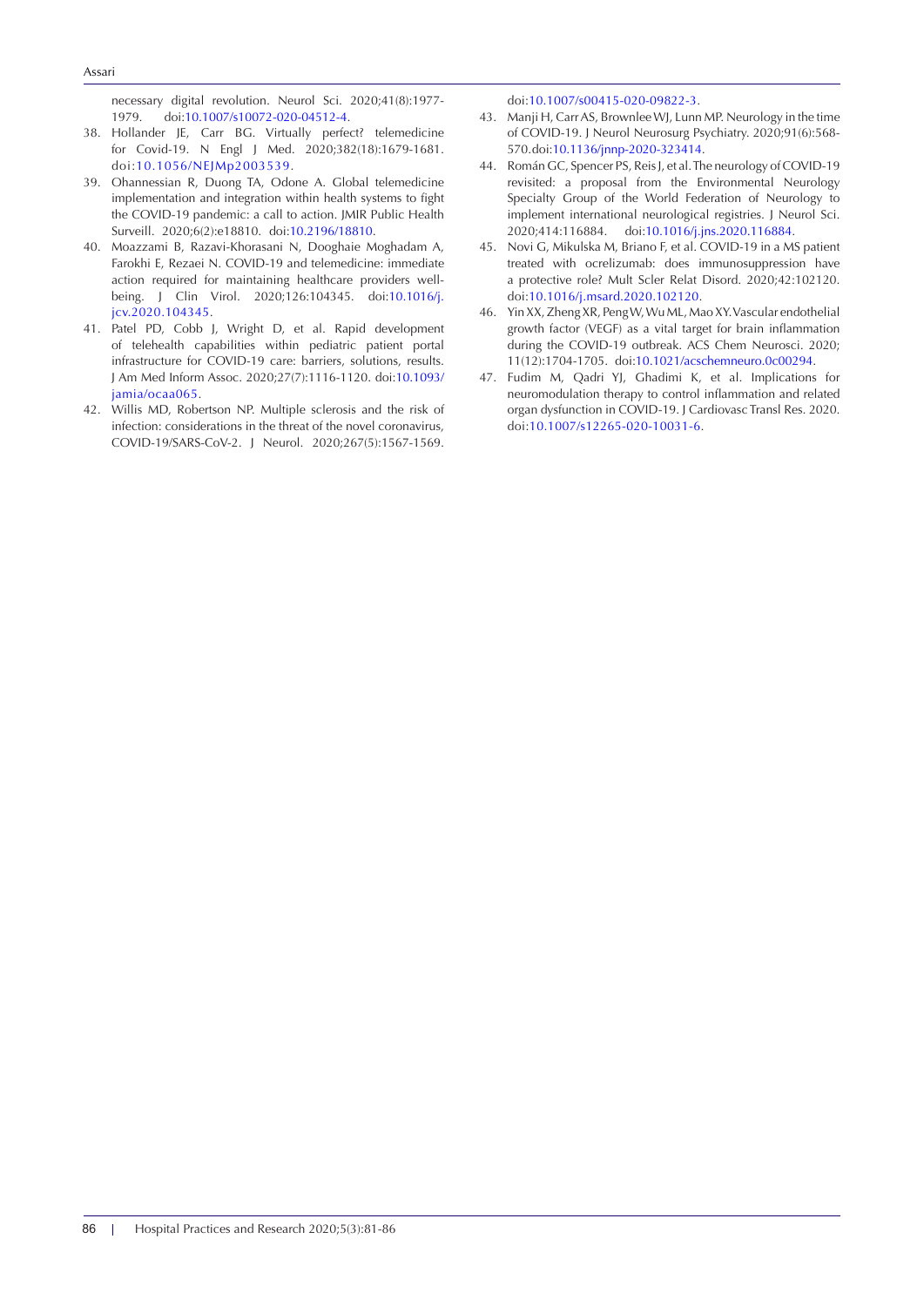necessary digital revolution. Neurol Sci. 2020;41(8):1977-1979. doi:10.1007/s10072-020-04512-4.

38. Hollander JE, Carr BG. Virtually perfect? telemedicine for Covid-19. N Engl J Med. 2020;382(18):1679-1681. doi:10.1056/NEJMp2003539.
39. Ohannessian R, Duong TA, Odone A. Global telemedicine implementation and integration within health systems to fight the COVID-19 pandemic: a call to action. JMIR Public Health Surveill. 2020;6(2):e18810. doi:10.2196/18810.
40. Moazzami B, Razavi-Khorasani N, Dooghaie Moghadam A, Farokhi E, Rezaei N. COVID-19 and telemedicine: immediate action required for maintaining healthcare providers well-being. J Clin Virol. 2020;126:104345. doi:10.1016/j.jcv.2020.104345.
41. Patel PD, Cobb J, Wright D, et al. Rapid development of telehealth capabilities within pediatric patient portal infrastructure for COVID-19 care: barriers, solutions, results. J Am Med Inform Assoc. 2020;27(7):1116-1120. doi:10.1093/jamia/ocaa065.
42. Willis MD, Robertson NP. Multiple sclerosis and the risk of infection: considerations in the threat of the novel coronavirus, COVID-19/SARS-CoV-2. J Neurol. 2020;267(5):1567-1569. doi:10.1007/s00415-020-09822-3.
43. Manji H, Carr AS, Brownlee WJ, Lunn MP. Neurology in the time of COVID-19. J Neurol Neurosurg Psychiatry. 2020;91(6):568-570.doi:10.1136/jnnp-2020-323414.
44. Román GC, Spencer PS, Reis J, et al. The neurology of COVID-19 revisited: a proposal from the Environmental Neurology Specialty Group of the World Federation of Neurology to implement international neurological registries. J Neurol Sci. 2020;414:116884. doi:10.1016/j.jns.2020.116884.
45. Novi G, Mikulska M, Briano F, et al. COVID-19 in a MS patient treated with ocrelizumab: does immunosuppression have a protective role? Mult Scler Relat Disord. 2020;42:102120. doi:10.1016/j.msard.2020.102120.
46. Yin XX, Zheng XR, Peng W, Wu ML, Mao XY. Vascular endothelial growth factor (VEGF) as a vital target for brain inflammation during the COVID-19 outbreak. ACS Chem Neurosci. 2020; 11(12):1704-1705. doi:10.1021/acschemneuro.0c00294.
47. Fudim M, Qadri YJ, Ghadimi K, et al. Implications for neuromodulation therapy to control inflammation and related organ dysfunction in COVID-19. J Cardiovasc Transl Res. 2020. doi:10.1007/s12265-020-10031-6.